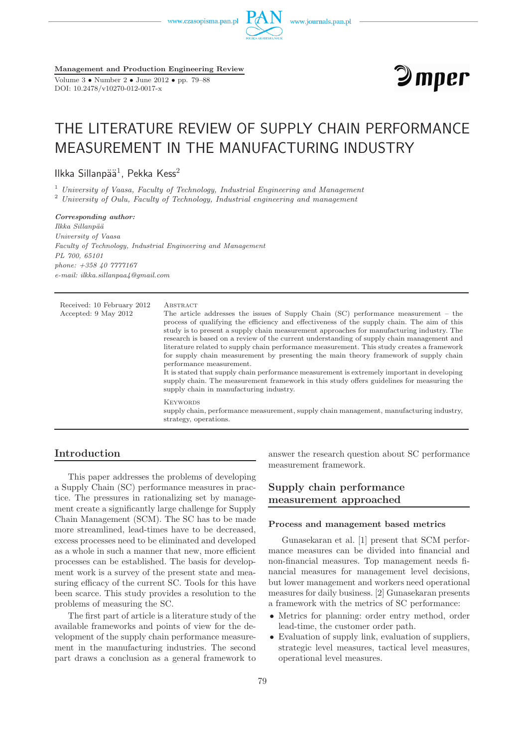# THE LITERATURE REVIEW OF SUPPLY CHAIN PERFORMANCE MEASUREMENT IN THE MANUFACTURING INDUSTRY

Ilkka Sillanpää[1], Pekka Kess[2]

[1] *University of Vaasa, Faculty of Technology, Industrial Engineering and Management*
[2] *University of Oulu, Faculty of Technology, Industrial engineering and management*

***Corresponding author:***
*Ilkka Sillanpää*
*University of Vaasa*
*Faculty of Technology, Industrial Engineering and Management*
*PL 700, 65101*
*phone: +358 40 7777167*
*e-mail: ilkka.sillanpaa4@gmail.com*

Received: 10 February 2012
Accepted: 9 May 2012

Abstract

The article addresses the issues of Supply Chain (SC) performance measurement – the process of qualifying the efficiency and effectiveness of the supply chain. The aim of this study is to present a supply chain measurement approaches for manufacturing industry. The research is based on a review of the current understanding of supply chain management and literature related to supply chain performance measurement. This study creates a framework for supply chain measurement by presenting the main theory framework of supply chain performance measurement.
It is stated that supply chain performance measurement is extremely important in developing supply chain. The measurement framework in this study offers guidelines for measuring the supply chain in manufacturing industry.

Keywords

supply chain, performance measurement, supply chain management, manufacturing industry, strategy, operations.

## Introduction

This paper addresses the problems of developing a Supply Chain (SC) performance measures in practice. The pressures in rationalizing set by management create a significantly large challenge for Supply Chain Management (SCM). The SC has to be made more streamlined, lead-times have to be decreased, excess processes need to be eliminated and developed as a whole in such a manner that new, more efficient processes can be established. The basis for development work is a survey of the present state and measuring efficacy of the current SC. Tools for this have been scarce. This study provides a resolution to the problems of measuring the SC.

The first part of article is a literature study of the available frameworks and points of view for the development of the supply chain performance measurement in the manufacturing industries. The second part draws a conclusion as a general framework to answer the research question about SC performance measurement framework.

## Supply chain performance measurement approached

### Process and management based metrics

Gunasekaran et al. [1] present that SCM performance measures can be divided into financial and non-financial measures. Top management needs financial measures for management level decisions, but lower management and workers need operational measures for daily business. [2] Gunasekaran presents a framework with the metrics of SC performance:

- Metrics for planning: order entry method, order lead-time, the customer order path.
- Evaluation of supply link, evaluation of suppliers, strategic level measures, tactical level measures, operational level measures.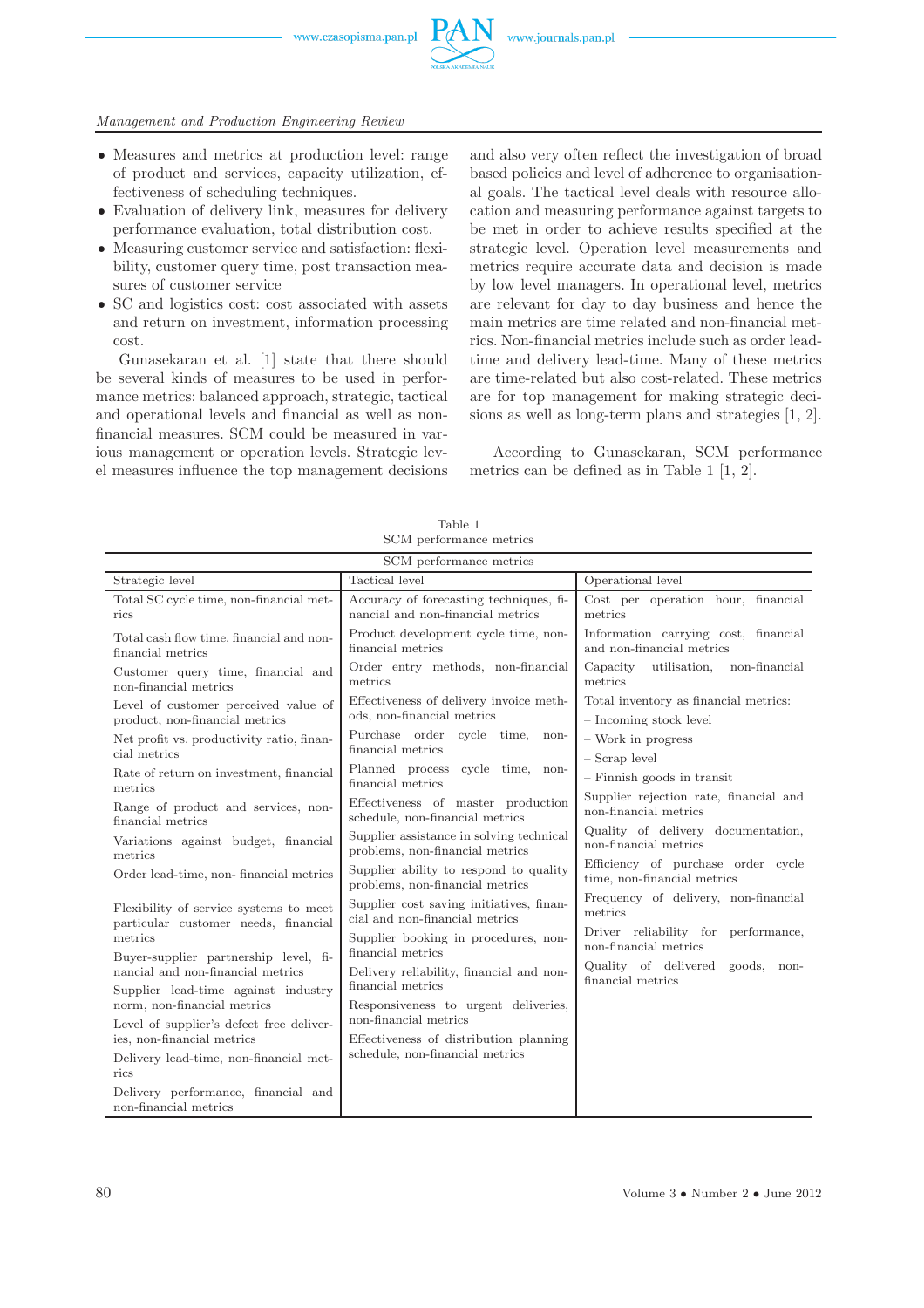- Measures and metrics at production level: range of product and services, capacity utilization, effectiveness of scheduling techniques.
- Evaluation of delivery link, measures for delivery performance evaluation, total distribution cost.
- Measuring customer service and satisfaction: flexibility, customer query time, post transaction measures of customer service
- SC and logistics cost: cost associated with assets and return on investment, information processing cost.

Gunasekaran et al. [1] state that there should be several kinds of measures to be used in performance metrics: balanced approach, strategic, tactical and operational levels and financial as well as non-financial measures. SCM could be measured in various management or operation levels. Strategic level measures influence the top management decisions and also very often reflect the investigation of broad based policies and level of adherence to organisational goals. The tactical level deals with resource allocation and measuring performance against targets to be met in order to achieve results specified at the strategic level. Operation level measurements and metrics require accurate data and decision is made by low level managers. In operational level, metrics are relevant for day to day business and hence the main metrics are time related and non-financial metrics. Non-financial metrics include such as order lead-time and delivery lead-time. Many of these metrics are time-related but also cost-related. These metrics are for top management for making strategic decisions as well as long-term plans and strategies [1, 2].

According to Gunasekaran, SCM performance metrics can be defined as in Table 1 [1, 2].

Table 1
SCM performance metrics

| SCM performance metrics | | |
|---|---|---|
| Strategic level | Tactical level | Operational level |
| Total SC cycle time, non-financial metrics | Accuracy of forecasting techniques, financial and non-financial metrics | Cost per operation hour, financial metrics |
| Total cash flow time, financial and non-financial metrics | Product development cycle time, non-financial metrics | Information carrying cost, financial and non-financial metrics |
| Customer query time, financial and non-financial metrics | Order entry methods, non-financial metrics | Capacity utilisation, non-financial metrics |
| Level of customer perceived value of product, non-financial metrics | Effectiveness of delivery invoice methods, non-financial metrics | Total inventory as financial metrics:<br>– Incoming stock level<br>– Work in progress<br>– Scrap level<br>– Finnish goods in transit |
| Net profit vs. productivity ratio, financial metrics | Purchase order cycle time, non-financial metrics | Supplier rejection rate, financial and non-financial metrics |
| Rate of return on investment, financial metrics | Planned process cycle time, non-financial metrics | Quality of delivery documentation, non-financial metrics |
| Range of product and services, non-financial metrics | Effectiveness of master production schedule, non-financial metrics | Efficiency of purchase order cycle time, non-financial metrics |
| Variations against budget, financial metrics | Supplier assistance in solving technical problems, non-financial metrics | Frequency of delivery, non-financial metrics |
| Order lead-time, non- financial metrics | Supplier ability to respond to quality problems, non-financial metrics | Driver reliability for performance, non-financial metrics |
| Flexibility of service systems to meet particular customer needs, financial metrics | Supplier cost saving initiatives, financial and non-financial metrics | Quality of delivered goods, non-financial metrics |
| Buyer-supplier partnership level, financial and non-financial metrics | Supplier booking in procedures, non-financial metrics | |
| Supplier lead-time against industry norm, non-financial metrics | Delivery reliability, financial and non-financial metrics | |
| Level of supplier's defect free deliveries, non-financial metrics | Responsiveness to urgent deliveries, non-financial metrics | |
| Delivery lead-time, non-financial metrics | Effectiveness of distribution planning schedule, non-financial metrics | |
| Delivery performance, financial and non-financial metrics | | |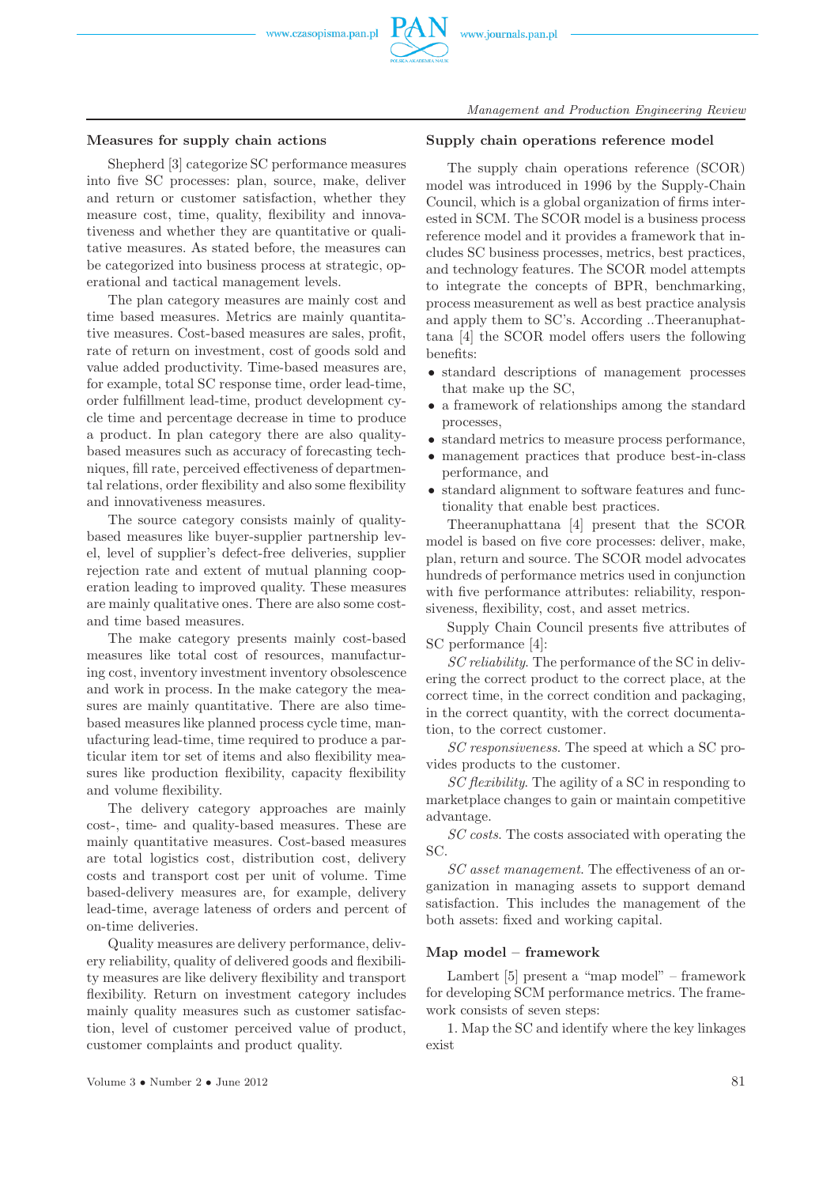## Measures for supply chain actions

Shepherd [3] categorize SC performance measures into five SC processes: plan, source, make, deliver and return or customer satisfaction, whether they measure cost, time, quality, flexibility and innovativeness and whether they are quantitative or qualitative measures. As stated before, the measures can be categorized into business process at strategic, operational and tactical management levels.

The plan category measures are mainly cost and time based measures. Metrics are mainly quantitative measures. Cost-based measures are sales, profit, rate of return on investment, cost of goods sold and value added productivity. Time-based measures are, for example, total SC response time, order lead-time, order fulfillment lead-time, product development cycle time and percentage decrease in time to produce a product. In plan category there are also quality-based measures such as accuracy of forecasting techniques, fill rate, perceived effectiveness of departmental relations, order flexibility and also some flexibility and innovativeness measures.

The source category consists mainly of quality-based measures like buyer-supplier partnership level, level of supplier's defect-free deliveries, supplier rejection rate and extent of mutual planning cooperation leading to improved quality. These measures are mainly qualitative ones. There are also some cost- and time based measures.

The make category presents mainly cost-based measures like total cost of resources, manufacturing cost, inventory investment inventory obsolescence and work in process. In the make category the measures are mainly quantitative. There are also time-based measures like planned process cycle time, manufacturing lead-time, time required to produce a particular item tor set of items and also flexibility measures like production flexibility, capacity flexibility and volume flexibility.

The delivery category approaches are mainly cost-, time- and quality-based measures. These are mainly quantitative measures. Cost-based measures are total logistics cost, distribution cost, delivery costs and transport cost per unit of volume. Time based-delivery measures are, for example, delivery lead-time, average lateness of orders and percent of on-time deliveries.

Quality measures are delivery performance, delivery reliability, quality of delivered goods and flexibility measures are like delivery flexibility and transport flexibility. Return on investment category includes mainly quality measures such as customer satisfaction, level of customer perceived value of product, customer complaints and product quality.

## Supply chain operations reference model

The supply chain operations reference (SCOR) model was introduced in 1996 by the Supply-Chain Council, which is a global organization of firms interested in SCM. The SCOR model is a business process reference model and it provides a framework that includes SC business processes, metrics, best practices, and technology features. The SCOR model attempts to integrate the concepts of BPR, benchmarking, process measurement as well as best practice analysis and apply them to SC's. According ..Theeranuphattana [4] the SCOR model offers users the following benefits:

- standard descriptions of management processes that make up the SC,
- a framework of relationships among the standard processes,
- standard metrics to measure process performance,
- management practices that produce best-in-class performance, and
- standard alignment to software features and functionality that enable best practices.

Theeranuphattana [4] present that the SCOR model is based on five core processes: deliver, make, plan, return and source. The SCOR model advocates hundreds of performance metrics used in conjunction with five performance attributes: reliability, responsiveness, flexibility, cost, and asset metrics.

Supply Chain Council presents five attributes of SC performance [4]:

*SC reliability*. The performance of the SC in delivering the correct product to the correct place, at the correct time, in the correct condition and packaging, in the correct quantity, with the correct documentation, to the correct customer.

*SC responsiveness*. The speed at which a SC provides products to the customer.

*SC flexibility*. The agility of a SC in responding to marketplace changes to gain or maintain competitive advantage.

*SC costs*. The costs associated with operating the SC.

*SC asset management*. The effectiveness of an organization in managing assets to support demand satisfaction. This includes the management of the both assets: fixed and working capital.

## Map model – framework

Lambert [5] present a "map model" – framework for developing SCM performance metrics. The framework consists of seven steps:

1. Map the SC and identify where the key linkages exist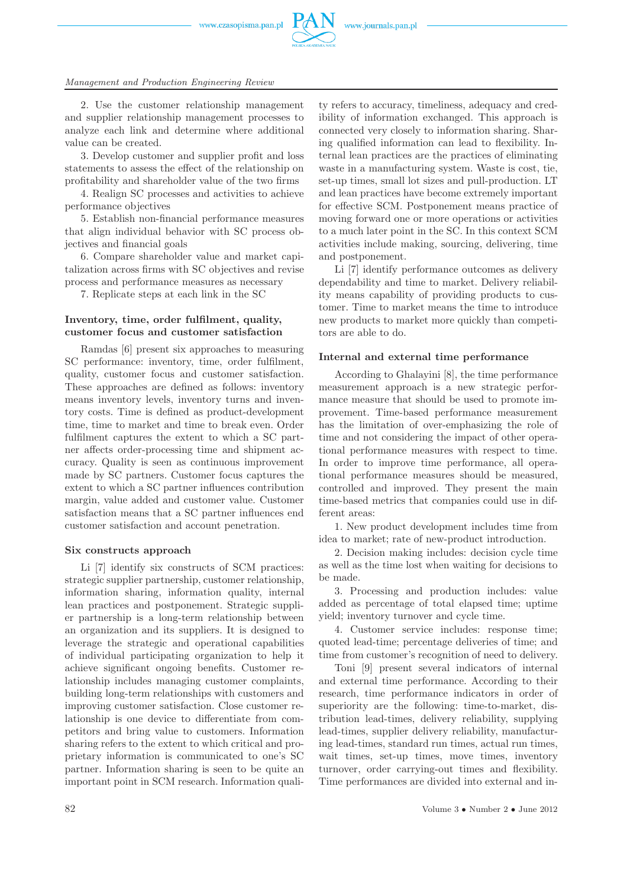2. Use the customer relationship management and supplier relationship management processes to analyze each link and determine where additional value can be created.

3. Develop customer and supplier profit and loss statements to assess the effect of the relationship on profitability and shareholder value of the two firms

4. Realign SC processes and activities to achieve performance objectives

5. Establish non-financial performance measures that align individual behavior with SC process objectives and financial goals

6. Compare shareholder value and market capitalization across firms with SC objectives and revise process and performance measures as necessary

7. Replicate steps at each link in the SC

### Inventory, time, order fulfilment, quality, customer focus and customer satisfaction

Ramdas [6] present six approaches to measuring SC performance: inventory, time, order fulfilment, quality, customer focus and customer satisfaction. These approaches are defined as follows: inventory means inventory levels, inventory turns and inventory costs. Time is defined as product-development time, time to market and time to break even. Order fulfilment captures the extent to which a SC partner affects order-processing time and shipment accuracy. Quality is seen as continuous improvement made by SC partners. Customer focus captures the extent to which a SC partner influences contribution margin, value added and customer value. Customer satisfaction means that a SC partner influences end customer satisfaction and account penetration.

### Six constructs approach

Li [7] identify six constructs of SCM practices: strategic supplier partnership, customer relationship, information sharing, information quality, internal lean practices and postponement. Strategic supplier partnership is a long-term relationship between an organization and its suppliers. It is designed to leverage the strategic and operational capabilities of individual participating organization to help it achieve significant ongoing benefits. Customer relationship includes managing customer complaints, building long-term relationships with customers and improving customer satisfaction. Close customer relationship is one device to differentiate from competitors and bring value to customers. Information sharing refers to the extent to which critical and proprietary information is communicated to one's SC partner. Information sharing is seen to be quite an important point in SCM research. Information quality refers to accuracy, timeliness, adequacy and credibility of information exchanged. This approach is connected very closely to information sharing. Sharing qualified information can lead to flexibility. Internal lean practices are the practices of eliminating waste in a manufacturing system. Waste is cost, tie, set-up times, small lot sizes and pull-production. LT and lean practices have become extremely important for effective SCM. Postponement means practice of moving forward one or more operations or activities to a much later point in the SC. In this context SCM activities include making, sourcing, delivering, time and postponement.

Li [7] identify performance outcomes as delivery dependability and time to market. Delivery reliability means capability of providing products to customer. Time to market means the time to introduce new products to market more quickly than competitors are able to do.

### Internal and external time performance

According to Ghalayini [8], the time performance measurement approach is a new strategic performance measure that should be used to promote improvement. Time-based performance measurement has the limitation of over-emphasizing the role of time and not considering the impact of other operational performance measures with respect to time. In order to improve time performance, all operational performance measures should be measured, controlled and improved. They present the main time-based metrics that companies could use in different areas:

1. New product development includes time from idea to market; rate of new-product introduction.

2. Decision making includes: decision cycle time as well as the time lost when waiting for decisions to be made.

3. Processing and production includes: value added as percentage of total elapsed time; uptime yield; inventory turnover and cycle time.

4. Customer service includes: response time; quoted lead-time; percentage deliveries of time; and time from customer's recognition of need to delivery.

Toni [9] present several indicators of internal and external time performance. According to their research, time performance indicators in order of superiority are the following: time-to-market, distribution lead-times, delivery reliability, supplying lead-times, supplier delivery reliability, manufacturing lead-times, standard run times, actual run times, wait times, set-up times, move times, inventory turnover, order carrying-out times and flexibility. Time performances are divided into external and in-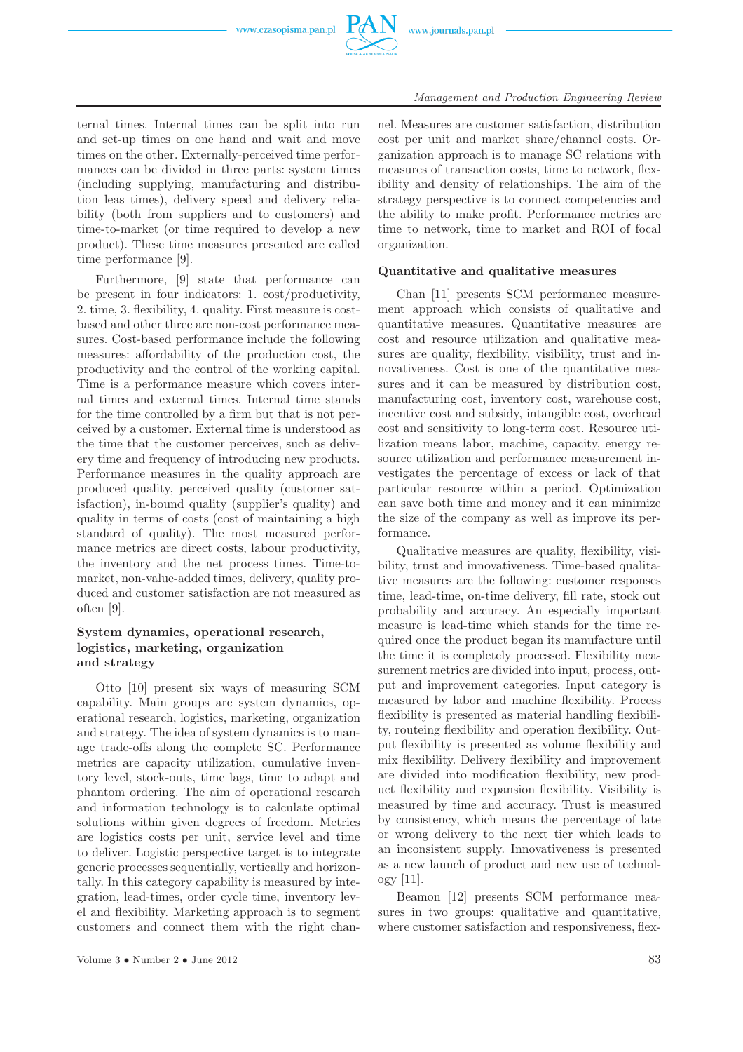ternal times. Internal times can be split into run and set-up times on one hand and wait and move times on the other. Externally-perceived time performances can be divided in three parts: system times (including supplying, manufacturing and distribution leas times), delivery speed and delivery reliability (both from suppliers and to customers) and time-to-market (or time required to develop a new product). These time measures presented are called time performance [9].

Furthermore, [9] state that performance can be present in four indicators: 1. cost/productivity, 2. time, 3. flexibility, 4. quality. First measure is cost-based and other three are non-cost performance measures. Cost-based performance include the following measures: affordability of the production cost, the productivity and the control of the working capital. Time is a performance measure which covers internal times and external times. Internal time stands for the time controlled by a firm but that is not perceived by a customer. External time is understood as the time that the customer perceives, such as delivery time and frequency of introducing new products. Performance measures in the quality approach are produced quality, perceived quality (customer satisfaction), in-bound quality (supplier's quality) and quality in terms of costs (cost of maintaining a high standard of quality). The most measured performance metrics are direct costs, labour productivity, the inventory and the net process times. Time-to-market, non-value-added times, delivery, quality produced and customer satisfaction are not measured as often [9].

### System dynamics, operational research, logistics, marketing, organization and strategy

Otto [10] present six ways of measuring SCM capability. Main groups are system dynamics, operational research, logistics, marketing, organization and strategy. The idea of system dynamics is to manage trade-offs along the complete SC. Performance metrics are capacity utilization, cumulative inventory level, stock-outs, time lags, time to adapt and phantom ordering. The aim of operational research and information technology is to calculate optimal solutions within given degrees of freedom. Metrics are logistics costs per unit, service level and time to deliver. Logistic perspective target is to integrate generic processes sequentially, vertically and horizontally. In this category capability is measured by integration, lead-times, order cycle time, inventory level and flexibility. Marketing approach is to segment customers and connect them with the right channel. Measures are customer satisfaction, distribution cost per unit and market share/channel costs. Organization approach is to manage SC relations with measures of transaction costs, time to network, flexibility and density of relationships. The aim of the strategy perspective is to connect competencies and the ability to make profit. Performance metrics are time to network, time to market and ROI of focal organization.

### Quantitative and qualitative measures

Chan [11] presents SCM performance measurement approach which consists of qualitative and quantitative measures. Quantitative measures are cost and resource utilization and qualitative measures are quality, flexibility, visibility, trust and innovativeness. Cost is one of the quantitative measures and it can be measured by distribution cost, manufacturing cost, inventory cost, warehouse cost, incentive cost and subsidy, intangible cost, overhead cost and sensitivity to long-term cost. Resource utilization means labor, machine, capacity, energy resource utilization and performance measurement investigates the percentage of excess or lack of that particular resource within a period. Optimization can save both time and money and it can minimize the size of the company as well as improve its performance.

Qualitative measures are quality, flexibility, visibility, trust and innovativeness. Time-based qualitative measures are the following: customer responses time, lead-time, on-time delivery, fill rate, stock out probability and accuracy. An especially important measure is lead-time which stands for the time required once the product began its manufacture until the time it is completely processed. Flexibility measurement metrics are divided into input, process, output and improvement categories. Input category is measured by labor and machine flexibility. Process flexibility is presented as material handling flexibility, routeing flexibility and operation flexibility. Output flexibility is presented as volume flexibility and mix flexibility. Delivery flexibility and improvement are divided into modification flexibility, new product flexibility and expansion flexibility. Visibility is measured by time and accuracy. Trust is measured by consistency, which means the percentage of late or wrong delivery to the next tier which leads to an inconsistent supply. Innovativeness is presented as a new launch of product and new use of technology [11].

Beamon [12] presents SCM performance measures in two groups: qualitative and quantitative, where customer satisfaction and responsiveness, flex-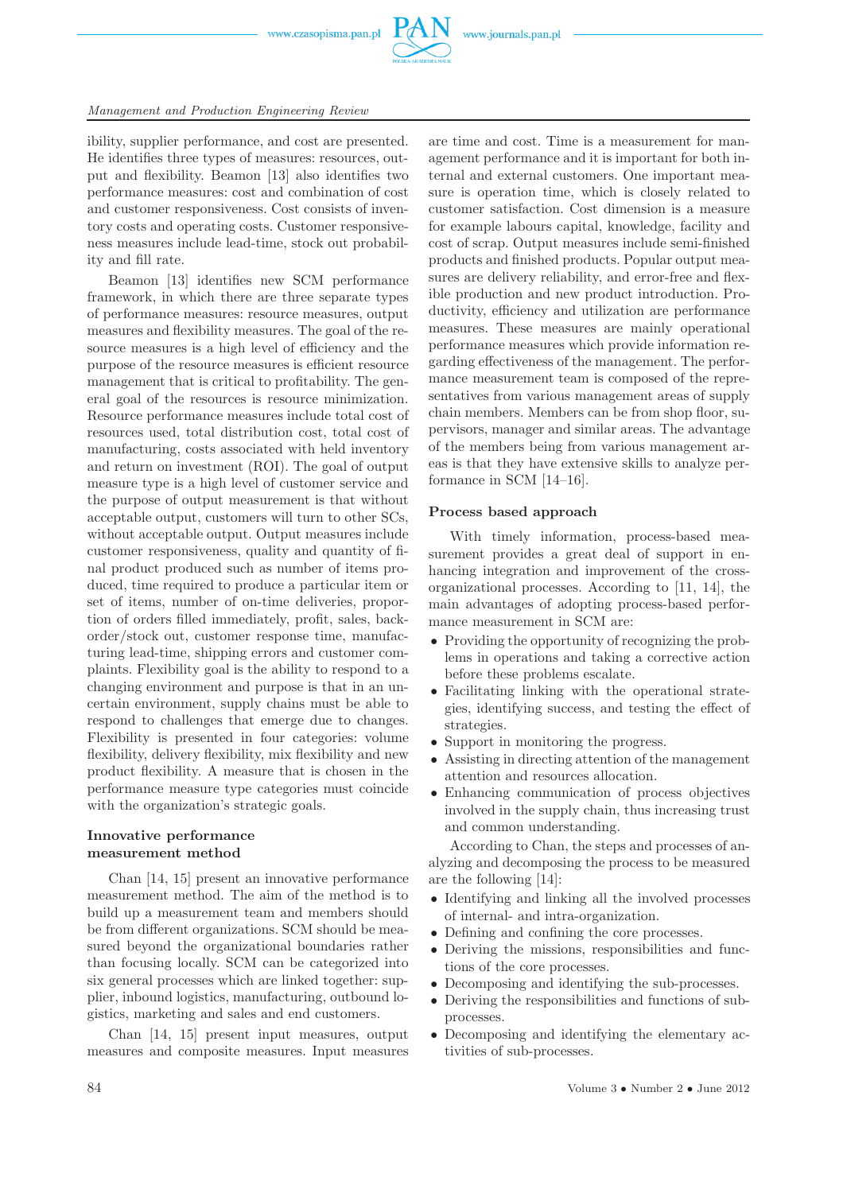ibility, supplier performance, and cost are presented. He identifies three types of measures: resources, output and flexibility. Beamon [13] also identifies two performance measures: cost and combination of cost and customer responsiveness. Cost consists of inventory costs and operating costs. Customer responsiveness measures include lead-time, stock out probability and fill rate.

Beamon [13] identifies new SCM performance framework, in which there are three separate types of performance measures: resource measures, output measures and flexibility measures. The goal of the resource measures is a high level of efficiency and the purpose of the resource measures is efficient resource management that is critical to profitability. The general goal of the resources is resource minimization. Resource performance measures include total cost of resources used, total distribution cost, total cost of manufacturing, costs associated with held inventory and return on investment (ROI). The goal of output measure type is a high level of customer service and the purpose of output measurement is that without acceptable output, customers will turn to other SCs, without acceptable output. Output measures include customer responsiveness, quality and quantity of final product produced such as number of items produced, time required to produce a particular item or set of items, number of on-time deliveries, proportion of orders filled immediately, profit, sales, backorder/stock out, customer response time, manufacturing lead-time, shipping errors and customer complaints. Flexibility goal is the ability to respond to a changing environment and purpose is that in an uncertain environment, supply chains must be able to respond to challenges that emerge due to changes. Flexibility is presented in four categories: volume flexibility, delivery flexibility, mix flexibility and new product flexibility. A measure that is chosen in the performance measure type categories must coincide with the organization's strategic goals.

### Innovative performance measurement method

Chan [14, 15] present an innovative performance measurement method. The aim of the method is to build up a measurement team and members should be from different organizations. SCM should be measured beyond the organizational boundaries rather than focusing locally. SCM can be categorized into six general processes which are linked together: supplier, inbound logistics, manufacturing, outbound logistics, marketing and sales and end customers.

Chan [14, 15] present input measures, output measures and composite measures. Input measures are time and cost. Time is a measurement for management performance and it is important for both internal and external customers. One important measure is operation time, which is closely related to customer satisfaction. Cost dimension is a measure for example labours capital, knowledge, facility and cost of scrap. Output measures include semi-finished products and finished products. Popular output measures are delivery reliability, and error-free and flexible production and new product introduction. Productivity, efficiency and utilization are performance measures. These measures are mainly operational performance measures which provide information regarding effectiveness of the management. The performance measurement team is composed of the representatives from various management areas of supply chain members. Members can be from shop floor, supervisors, manager and similar areas. The advantage of the members being from various management areas is that they have extensive skills to analyze performance in SCM [14–16].

### Process based approach

With timely information, process-based measurement provides a great deal of support in enhancing integration and improvement of the cross-organizational processes. According to [11, 14], the main advantages of adopting process-based performance measurement in SCM are:

- Providing the opportunity of recognizing the problems in operations and taking a corrective action before these problems escalate.
- Facilitating linking with the operational strategies, identifying success, and testing the effect of strategies.
- Support in monitoring the progress.
- Assisting in directing attention of the management attention and resources allocation.
- Enhancing communication of process objectives involved in the supply chain, thus increasing trust and common understanding.

According to Chan, the steps and processes of analyzing and decomposing the process to be measured are the following [14]:

- Identifying and linking all the involved processes of internal- and intra-organization.
- Defining and confining the core processes.
- Deriving the missions, responsibilities and functions of the core processes.
- Decomposing and identifying the sub-processes.
- Deriving the responsibilities and functions of sub-processes.
- Decomposing and identifying the elementary activities of sub-processes.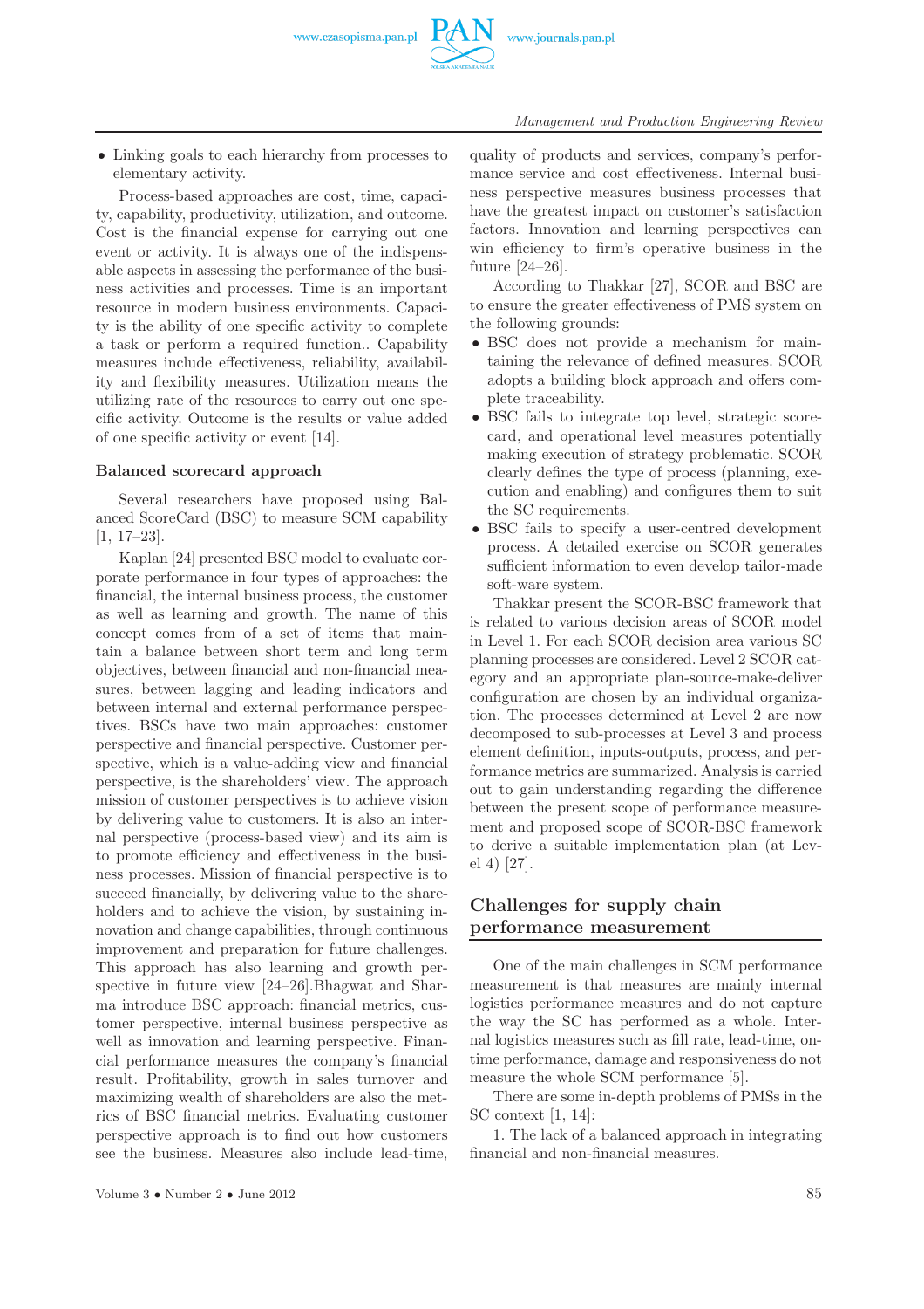- Linking goals to each hierarchy from processes to elementary activity.

Process-based approaches are cost, time, capacity, capability, productivity, utilization, and outcome. Cost is the financial expense for carrying out one event or activity. It is always one of the indispensable aspects in assessing the performance of the business activities and processes. Time is an important resource in modern business environments. Capacity is the ability of one specific activity to complete a task or perform a required function.. Capability measures include effectiveness, reliability, availability and flexibility measures. Utilization means the utilizing rate of the resources to carry out one specific activity. Outcome is the results or value added of one specific activity or event [14].

**Balanced scorecard approach**

Several researchers have proposed using Balanced ScoreCard (BSC) to measure SCM capability [1, 17–23].

Kaplan [24] presented BSC model to evaluate corporate performance in four types of approaches: the financial, the internal business process, the customer as well as learning and growth. The name of this concept comes from of a set of items that maintain a balance between short term and long term objectives, between financial and non-financial measures, between lagging and leading indicators and between internal and external performance perspectives. BSCs have two main approaches: customer perspective and financial perspective. Customer perspective, which is a value-adding view and financial perspective, is the shareholders' view. The approach mission of customer perspectives is to achieve vision by delivering value to customers. It is also an internal perspective (process-based view) and its aim is to promote efficiency and effectiveness in the business processes. Mission of financial perspective is to succeed financially, by delivering value to the shareholders and to achieve the vision, by sustaining innovation and change capabilities, through continuous improvement and preparation for future challenges. This approach has also learning and growth perspective in future view [24–26].Bhagwat and Sharma introduce BSC approach: financial metrics, customer perspective, internal business perspective as well as innovation and learning perspective. Financial performance measures the company's financial result. Profitability, growth in sales turnover and maximizing wealth of shareholders are also the metrics of BSC financial metrics. Evaluating customer perspective approach is to find out how customers see the business. Measures also include lead-time, quality of products and services, company's performance service and cost effectiveness. Internal business perspective measures business processes that have the greatest impact on customer's satisfaction factors. Innovation and learning perspectives can win efficiency to firm's operative business in the future [24–26].

According to Thakkar [27], SCOR and BSC are to ensure the greater effectiveness of PMS system on the following grounds:

- BSC does not provide a mechanism for maintaining the relevance of defined measures. SCOR adopts a building block approach and offers complete traceability.
- BSC fails to integrate top level, strategic scorecard, and operational level measures potentially making execution of strategy problematic. SCOR clearly defines the type of process (planning, execution and enabling) and configures them to suit the SC requirements.
- BSC fails to specify a user-centred development process. A detailed exercise on SCOR generates sufficient information to even develop tailor-made soft-ware system.

Thakkar present the SCOR-BSC framework that is related to various decision areas of SCOR model in Level 1. For each SCOR decision area various SC planning processes are considered. Level 2 SCOR category and an appropriate plan-source-make-deliver configuration are chosen by an individual organization. The processes determined at Level 2 are now decomposed to sub-processes at Level 3 and process element definition, inputs-outputs, process, and performance metrics are summarized. Analysis is carried out to gain understanding regarding the difference between the present scope of performance measurement and proposed scope of SCOR-BSC framework to derive a suitable implementation plan (at Level 4) [27].

## Challenges for supply chain performance measurement

One of the main challenges in SCM performance measurement is that measures are mainly internal logistics performance measures and do not capture the way the SC has performed as a whole. Internal logistics measures such as fill rate, lead-time, on-time performance, damage and responsiveness do not measure the whole SCM performance [5].

There are some in-depth problems of PMSs in the SC context [1, 14]:

1. The lack of a balanced approach in integrating financial and non-financial measures.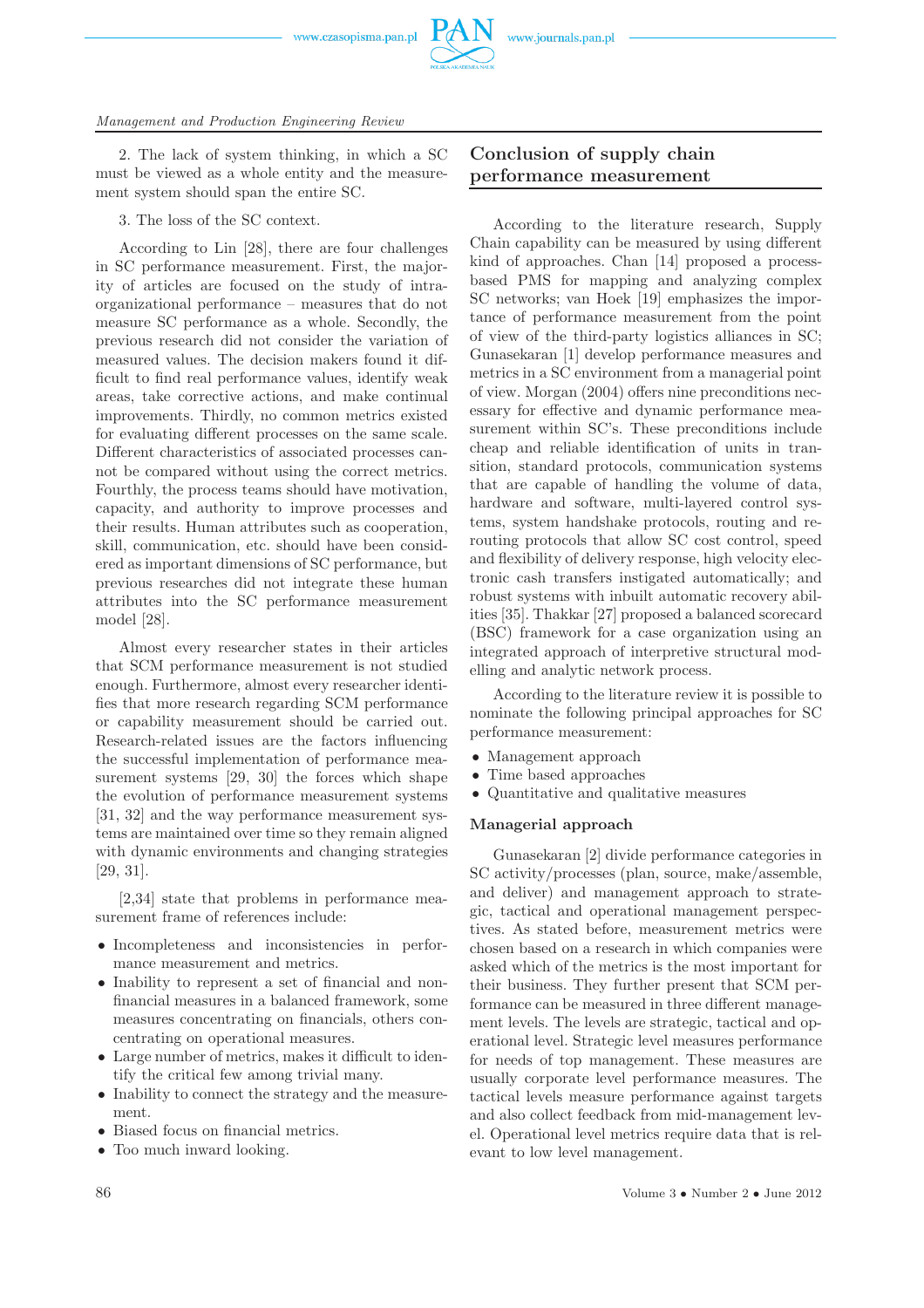2. The lack of system thinking, in which a SC must be viewed as a whole entity and the measurement system should span the entire SC.

3. The loss of the SC context.

According to Lin [28], there are four challenges in SC performance measurement. First, the majority of articles are focused on the study of intra-organizational performance – measures that do not measure SC performance as a whole. Secondly, the previous research did not consider the variation of measured values. The decision makers found it difficult to find real performance values, identify weak areas, take corrective actions, and make continual improvements. Thirdly, no common metrics existed for evaluating different processes on the same scale. Different characteristics of associated processes cannot be compared without using the correct metrics. Fourthly, the process teams should have motivation, capacity, and authority to improve processes and their results. Human attributes such as cooperation, skill, communication, etc. should have been considered as important dimensions of SC performance, but previous researches did not integrate these human attributes into the SC performance measurement model [28].

Almost every researcher states in their articles that SCM performance measurement is not studied enough. Furthermore, almost every researcher identifies that more research regarding SCM performance or capability measurement should be carried out. Research-related issues are the factors influencing the successful implementation of performance measurement systems [29, 30] the forces which shape the evolution of performance measurement systems [31, 32] and the way performance measurement systems are maintained over time so they remain aligned with dynamic environments and changing strategies [29, 31].

[2,34] state that problems in performance measurement frame of references include:

- Incompleteness and inconsistencies in performance measurement and metrics.
- Inability to represent a set of financial and non-financial measures in a balanced framework, some measures concentrating on financials, others concentrating on operational measures.
- Large number of metrics, makes it difficult to identify the critical few among trivial many.
- Inability to connect the strategy and the measurement.
- Biased focus on financial metrics.
- Too much inward looking.

## Conclusion of supply chain performance measurement

According to the literature research, Supply Chain capability can be measured by using different kind of approaches. Chan [14] proposed a process-based PMS for mapping and analyzing complex SC networks; van Hoek [19] emphasizes the importance of performance measurement from the point of view of the third-party logistics alliances in SC; Gunasekaran [1] develop performance measures and metrics in a SC environment from a managerial point of view. Morgan (2004) offers nine preconditions necessary for effective and dynamic performance measurement within SC's. These preconditions include cheap and reliable identification of units in transition, standard protocols, communication systems that are capable of handling the volume of data, hardware and software, multi-layered control systems, system handshake protocols, routing and re-routing protocols that allow SC cost control, speed and flexibility of delivery response, high velocity electronic cash transfers instigated automatically; and robust systems with inbuilt automatic recovery abilities [35]. Thakkar [27] proposed a balanced scorecard (BSC) framework for a case organization using an integrated approach of interpretive structural modelling and analytic network process.

According to the literature review it is possible to nominate the following principal approaches for SC performance measurement:

- Management approach
- Time based approaches
- Quantitative and qualitative measures

### Managerial approach

Gunasekaran [2] divide performance categories in SC activity/processes (plan, source, make/assemble, and deliver) and management approach to strategic, tactical and operational management perspectives. As stated before, measurement metrics were chosen based on a research in which companies were asked which of the metrics is the most important for their business. They further present that SCM performance can be measured in three different management levels. The levels are strategic, tactical and operational level. Strategic level measures performance for needs of top management. These measures are usually corporate level performance measures. The tactical levels measure performance against targets and also collect feedback from mid-management level. Operational level metrics require data that is relevant to low level management.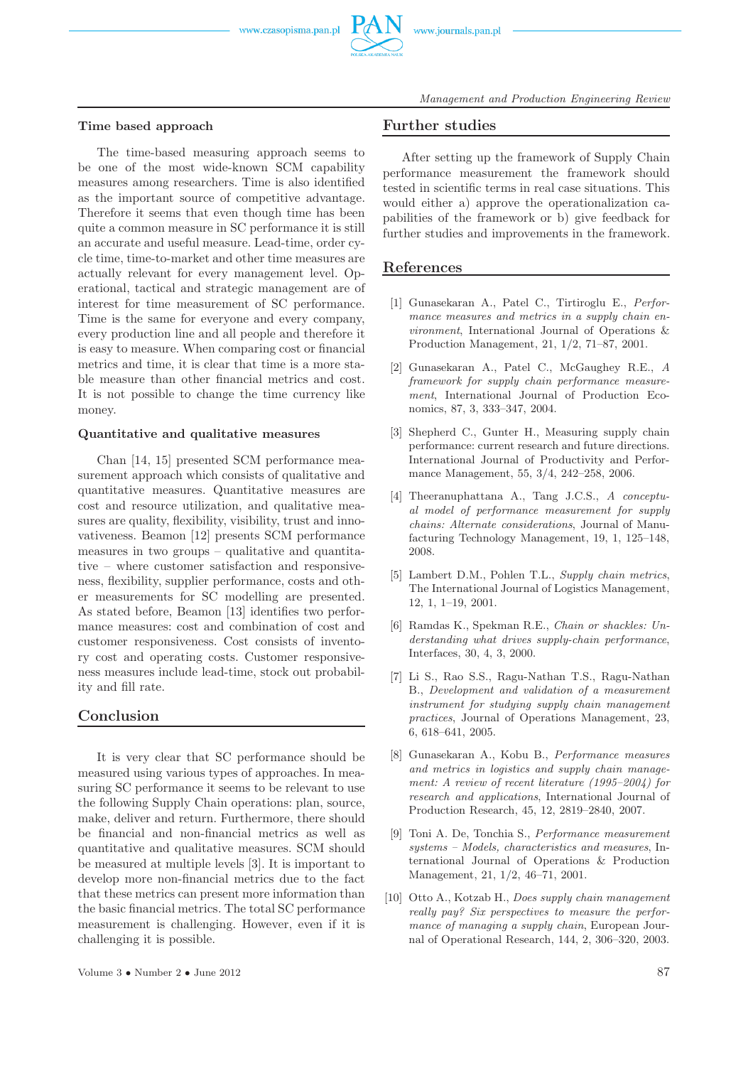### Time based approach

The time-based measuring approach seems to be one of the most wide-known SCM capability measures among researchers. Time is also identified as the important source of competitive advantage. Therefore it seems that even though time has been quite a common measure in SC performance it is still an accurate and useful measure. Lead-time, order cycle time, time-to-market and other time measures are actually relevant for every management level. Operational, tactical and strategic management are of interest for time measurement of SC performance. Time is the same for everyone and every company, every production line and all people and therefore it is easy to measure. When comparing cost or financial metrics and time, it is clear that time is a more stable measure than other financial metrics and cost. It is not possible to change the time currency like money.

### Quantitative and qualitative measures

Chan [14, 15] presented SCM performance measurement approach which consists of qualitative and quantitative measures. Quantitative measures are cost and resource utilization, and qualitative measures are quality, flexibility, visibility, trust and innovativeness. Beamon [12] presents SCM performance measures in two groups – qualitative and quantitative – where customer satisfaction and responsiveness, flexibility, supplier performance, costs and other measurements for SC modelling are presented. As stated before, Beamon [13] identifies two performance measures: cost and combination of cost and customer responsiveness. Cost consists of inventory cost and operating costs. Customer responsiveness measures include lead-time, stock out probability and fill rate.

## Conclusion

It is very clear that SC performance should be measured using various types of approaches. In measuring SC performance it seems to be relevant to use the following Supply Chain operations: plan, source, make, deliver and return. Furthermore, there should be financial and non-financial metrics as well as quantitative and qualitative measures. SCM should be measured at multiple levels [3]. It is important to develop more non-financial metrics due to the fact that these metrics can present more information than the basic financial metrics. The total SC performance measurement is challenging. However, even if it is challenging it is possible.

## Further studies

After setting up the framework of Supply Chain performance measurement the framework should tested in scientific terms in real case situations. This would either a) approve the operationalization capabilities of the framework or b) give feedback for further studies and improvements in the framework.

## References

[1] Gunasekaran A., Patel C., Tirtiroglu E., *Performance measures and metrics in a supply chain environment*, International Journal of Operations & Production Management, 21, 1/2, 71–87, 2001.

[2] Gunasekaran A., Patel C., McGaughey R.E., *A framework for supply chain performance measurement*, International Journal of Production Economics, 87, 3, 333–347, 2004.

[3] Shepherd C., Gunter H., Measuring supply chain performance: current research and future directions. International Journal of Productivity and Performance Management, 55, 3/4, 242–258, 2006.

[4] Theeranuphattana A., Tang J.C.S., *A conceptual model of performance measurement for supply chains: Alternate considerations*, Journal of Manufacturing Technology Management, 19, 1, 125–148, 2008.

[5] Lambert D.M., Pohlen T.L., *Supply chain metrics*, The International Journal of Logistics Management, 12, 1, 1–19, 2001.

[6] Ramdas K., Spekman R.E., *Chain or shackles: Understanding what drives supply-chain performance*, Interfaces, 30, 4, 3, 2000.

[7] Li S., Rao S.S., Ragu-Nathan T.S., Ragu-Nathan B., *Development and validation of a measurement instrument for studying supply chain management practices*, Journal of Operations Management, 23, 6, 618–641, 2005.

[8] Gunasekaran A., Kobu B., *Performance measures and metrics in logistics and supply chain management: A review of recent literature (1995–2004) for research and applications*, International Journal of Production Research, 45, 12, 2819–2840, 2007.

[9] Toni A. De, Tonchia S., *Performance measurement systems – Models, characteristics and measures*, International Journal of Operations & Production Management, 21, 1/2, 46–71, 2001.

[10] Otto A., Kotzab H., *Does supply chain management really pay? Six perspectives to measure the performance of managing a supply chain*, European Journal of Operational Research, 144, 2, 306–320, 2003.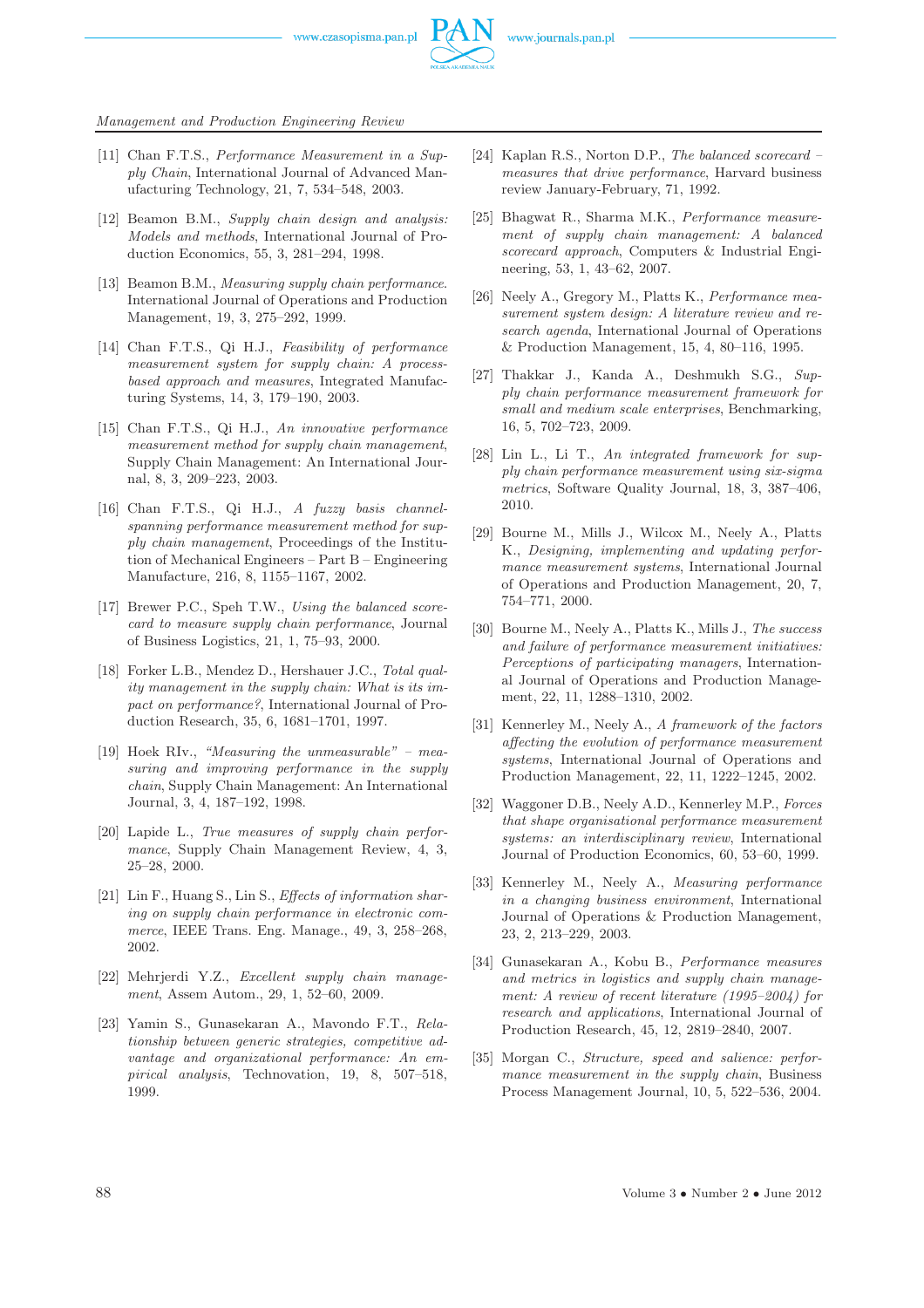[11] Chan F.T.S., *Performance Measurement in a Supply Chain*, International Journal of Advanced Manufacturing Technology, 21, 7, 534–548, 2003.

[12] Beamon B.M., *Supply chain design and analysis: Models and methods*, International Journal of Production Economics, 55, 3, 281–294, 1998.

[13] Beamon B.M., *Measuring supply chain performance*. International Journal of Operations and Production Management, 19, 3, 275–292, 1999.

[14] Chan F.T.S., Qi H.J., *Feasibility of performance measurement system for supply chain: A process-based approach and measures*, Integrated Manufacturing Systems, 14, 3, 179–190, 2003.

[15] Chan F.T.S., Qi H.J., *An innovative performance measurement method for supply chain management*, Supply Chain Management: An International Journal, 8, 3, 209–223, 2003.

[16] Chan F.T.S., Qi H.J., *A fuzzy basis channel-spanning performance measurement method for supply chain management*, Proceedings of the Institution of Mechanical Engineers – Part B – Engineering Manufacture, 216, 8, 1155–1167, 2002.

[17] Brewer P.C., Speh T.W., *Using the balanced scorecard to measure supply chain performance*, Journal of Business Logistics, 21, 1, 75–93, 2000.

[18] Forker L.B., Mendez D., Hershauer J.C., *Total quality management in the supply chain: What is its impact on performance?*, International Journal of Production Research, 35, 6, 1681–1701, 1997.

[19] Hoek RIv., *"Measuring the unmeasurable" – measuring and improving performance in the supply chain*, Supply Chain Management: An International Journal, 3, 4, 187–192, 1998.

[20] Lapide L., *True measures of supply chain performance*, Supply Chain Management Review, 4, 3, 25–28, 2000.

[21] Lin F., Huang S., Lin S., *Effects of information sharing on supply chain performance in electronic commerce*, IEEE Trans. Eng. Manage., 49, 3, 258–268, 2002.

[22] Mehrjerdi Y.Z., *Excellent supply chain management*, Assem Autom., 29, 1, 52–60, 2009.

[23] Yamin S., Gunasekaran A., Mavondo F.T., *Relationship between generic strategies, competitive advantage and organizational performance: An empirical analysis*, Technovation, 19, 8, 507–518, 1999.

[24] Kaplan R.S., Norton D.P., *The balanced scorecard – measures that drive performance*, Harvard business review January-February, 71, 1992.

[25] Bhagwat R., Sharma M.K., *Performance measurement of supply chain management: A balanced scorecard approach*, Computers & Industrial Engineering, 53, 1, 43–62, 2007.

[26] Neely A., Gregory M., Platts K., *Performance measurement system design: A literature review and research agenda*, International Journal of Operations & Production Management, 15, 4, 80–116, 1995.

[27] Thakkar J., Kanda A., Deshmukh S.G., *Supply chain performance measurement framework for small and medium scale enterprises*, Benchmarking, 16, 5, 702–723, 2009.

[28] Lin L., Li T., *An integrated framework for supply chain performance measurement using six-sigma metrics*, Software Quality Journal, 18, 3, 387–406, 2010.

[29] Bourne M., Mills J., Wilcox M., Neely A., Platts K., *Designing, implementing and updating performance measurement systems*, International Journal of Operations and Production Management, 20, 7, 754–771, 2000.

[30] Bourne M., Neely A., Platts K., Mills J., *The success and failure of performance measurement initiatives: Perceptions of participating managers*, International Journal of Operations and Production Management, 22, 11, 1288–1310, 2002.

[31] Kennerley M., Neely A., *A framework of the factors affecting the evolution of performance measurement systems*, International Journal of Operations and Production Management, 22, 11, 1222–1245, 2002.

[32] Waggoner D.B., Neely A.D., Kennerley M.P., *Forces that shape organisational performance measurement systems: an interdisciplinary review*, International Journal of Production Economics, 60, 53–60, 1999.

[33] Kennerley M., Neely A., *Measuring performance in a changing business environment*, International Journal of Operations & Production Management, 23, 2, 213–229, 2003.

[34] Gunasekaran A., Kobu B., *Performance measures and metrics in logistics and supply chain management: A review of recent literature (1995–2004) for research and applications*, International Journal of Production Research, 45, 12, 2819–2840, 2007.

[35] Morgan C., *Structure, speed and salience: performance measurement in the supply chain*, Business Process Management Journal, 10, 5, 522–536, 2004.